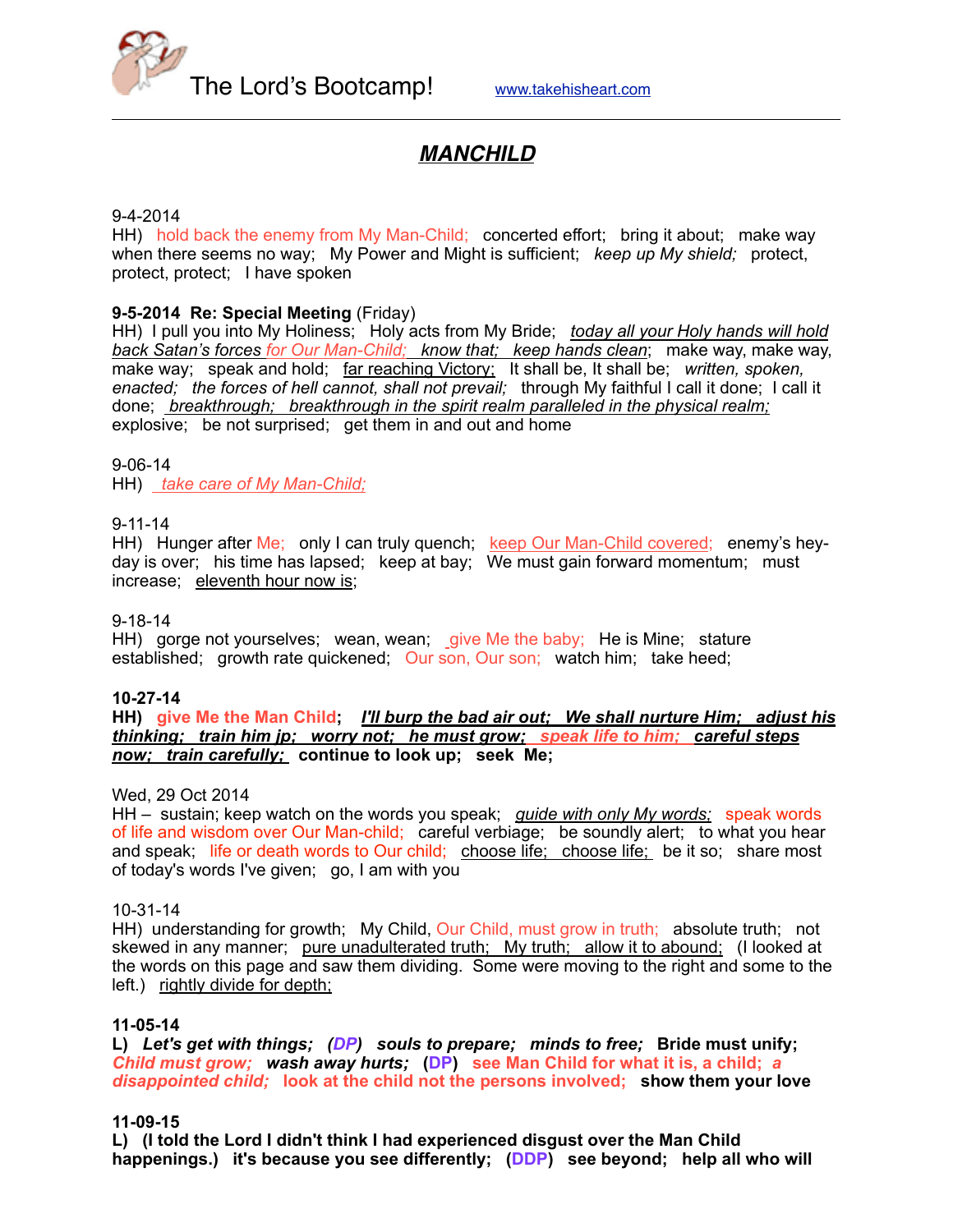The Lord's Bootcamp! www.takehisheart.com

# ***<u>MANCHILD</u>***

9-4-2014
HH) hold back the enemy from My Man-Child; concerted effort; bring it about; make way when there seems no way; My Power and Might is sufficient; *keep up My shield;* protect, protect, protect; I have spoken

**9-5-2014 Re: Special Meeting** (Friday)
HH) I pull you into My Holiness; Holy acts from My Bride; *<u>today all your Holy hands will hold back Satan's forces for Our Man-Child; know that; keep hands clean</u>*; make way, make way, make way; speak and hold; <u>far reaching Victory;</u> It shall be, It shall be; *written, spoken, enacted; the forces of hell cannot, shall not prevail;* through My faithful I call it done; I call it done; *<u>breakthrough; breakthrough in the spirit realm paralleled in the physical realm;</u>* explosive; be not surprised; get them in and out and home

9-06-14
HH) *<u>take care of My Man-Child;</u>*

9-11-14
HH) Hunger after Me; only I can truly quench; <u>keep Our Man-Child covered;</u> enemy's hey-day is over; his time has lapsed; keep at bay; We must gain forward momentum; must increase; <u>eleventh hour now is</u>;

9-18-14
HH) gorge not yourselves; wean, wean; <u>give Me the baby;</u> He is Mine; stature established; growth rate quickened; Our son, Our son; watch him; take heed;

**10-27-14**
**HH) give Me the Man Child; *<u>I'll burp the bad air out; We shall nurture Him; adjust his thinking; train him jp; worry not; he must grow; speak life to him; careful steps now; train carefully;</u>* continue to look up; seek Me;**

Wed, 29 Oct 2014
HH – sustain; keep watch on the words you speak; *<u>guide with only My words;</u>* speak words of life and wisdom over Our Man-child; careful verbiage; be soundly alert; to what you hear and speak; life or death words to Our child; <u>choose life; choose life;</u> be it so; share most of today's words I've given; go, I am with you

10-31-14
HH) understanding for growth; My Child, Our Child, must grow in truth; absolute truth; not skewed in any manner; <u>pure unadulterated truth; My truth; allow it to abound;</u> (I looked at the words on this page and saw them dividing. Some were moving to the right and some to the left.) <u>rightly divide for depth;</u>

**11-05-14**
**L) *Let's get with things; (DP) souls to prepare; minds to free;* Bride must unify; *Child must grow; wash away hurts;* (DP) see Man Child for what it is, a child; *a disappointed child;* look at the child not the persons involved; show them your love**

**11-09-15**
**L) (I told the Lord I didn't think I had experienced disgust over the Man Child happenings.) it's because you see differently; (DDP) see beyond; help all who will**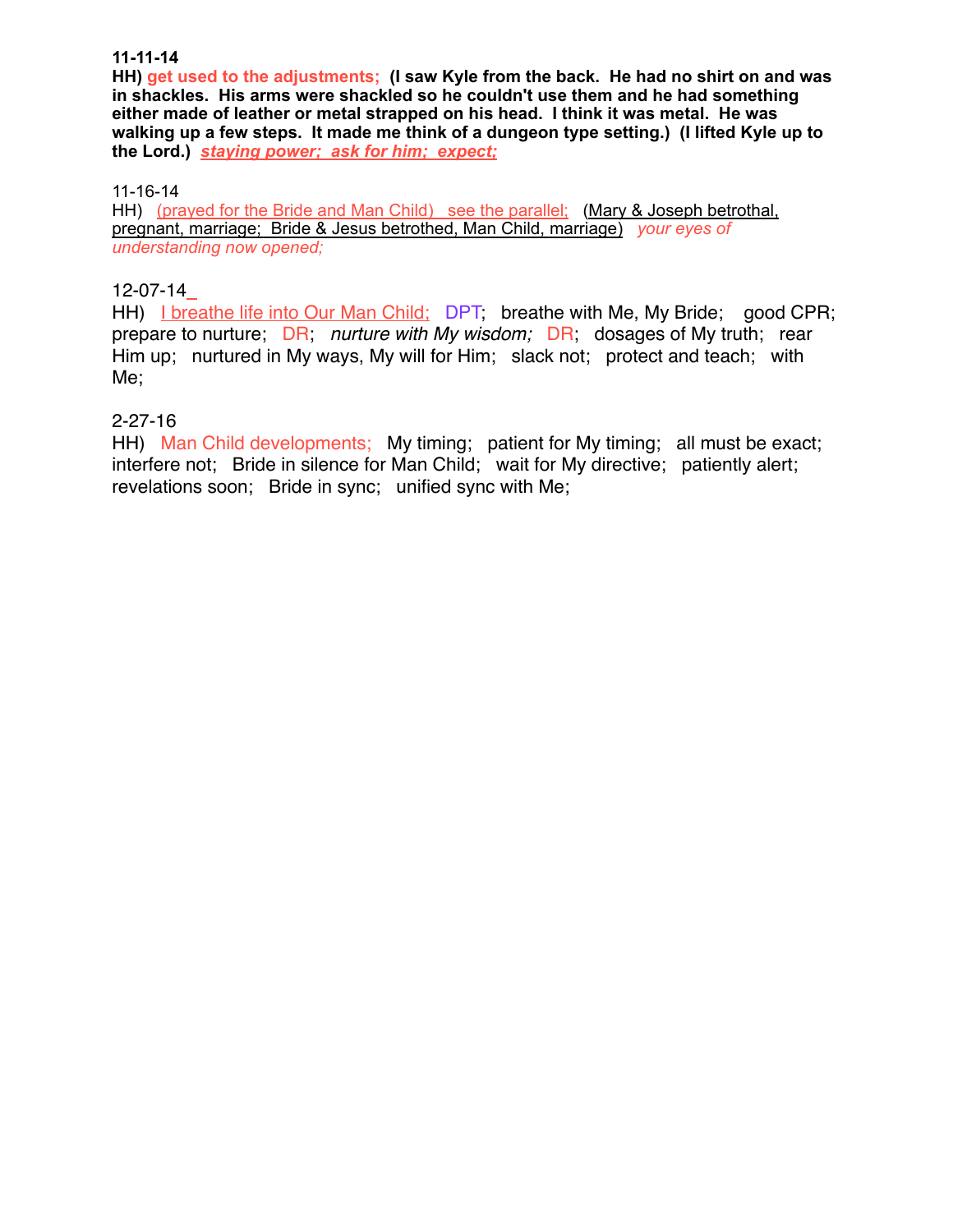**11-11-14**
**HH) get used to the adjustments; (I saw Kyle from the back. He had no shirt on and was in shackles. His arms were shackled so he couldn't use them and he had something either made of leather or metal strapped on his head. I think it was metal. He was walking up a few steps. It made me think of a dungeon type setting.) (I lifted Kyle up to the Lord.) *staying power; ask for him; expect;***

11-16-14
HH) (prayed for the Bride and Man Child) see the parallel; (Mary & Joseph betrothal, pregnant, marriage; Bride & Jesus betrothed, Man Child, marriage) *your eyes of understanding now opened;*

12-07-14_
HH) I breathe life into Our Man Child; DPT; breathe with Me, My Bride; good CPR; prepare to nurture; DR; *nurture with My wisdom;* DR; dosages of My truth; rear Him up; nurtured in My ways, My will for Him; slack not; protect and teach; with Me;

2-27-16
HH) Man Child developments; My timing; patient for My timing; all must be exact; interfere not; Bride in silence for Man Child; wait for My directive; patiently alert; revelations soon; Bride in sync; unified sync with Me;